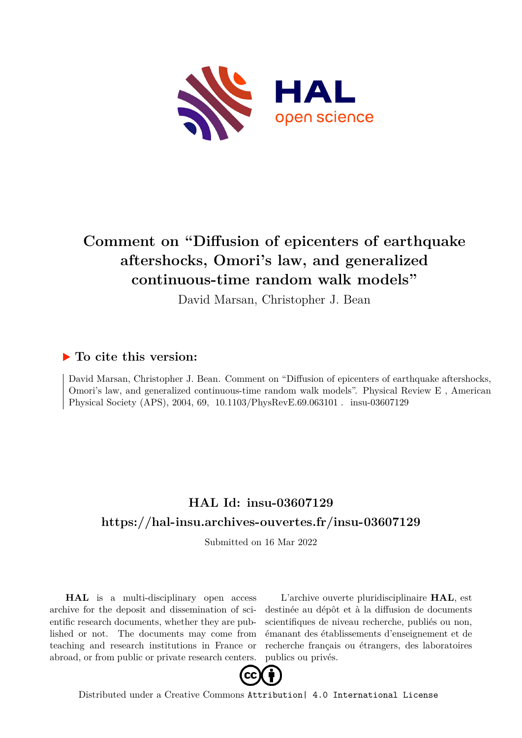# Comment on "Diffusion of epicenters of earthquake aftershocks, Omori's law, and generalized continuous-time random walk models"

David Marsan, Christopher J. Bean

## ▶ To cite this version:

David Marsan, Christopher J. Bean. Comment on "Diffusion of epicenters of earthquake aftershocks, Omori's law, and generalized continuous-time random walk models". Physical Review E , American Physical Society (APS), 2004, 69, 10.1103/PhysRevE.69.063101 . insu-03607129

## HAL Id: insu-03607129

## https://hal-insu.archives-ouvertes.fr/insu-03607129

Submitted on 16 Mar 2022

**HAL** is a multi-disciplinary open access archive for the deposit and dissemination of scientific research documents, whether they are published or not. The documents may come from teaching and research institutions in France or abroad, or from public or private research centers.

L'archive ouverte pluridisciplinaire **HAL**, est destinée au dépôt et à la diffusion de documents scientifiques de niveau recherche, publiés ou non, émanant des établissements d'enseignement et de recherche français ou étrangers, des laboratoires publics ou privés.

Distributed under a Creative Commons Attribution| 4.0 International License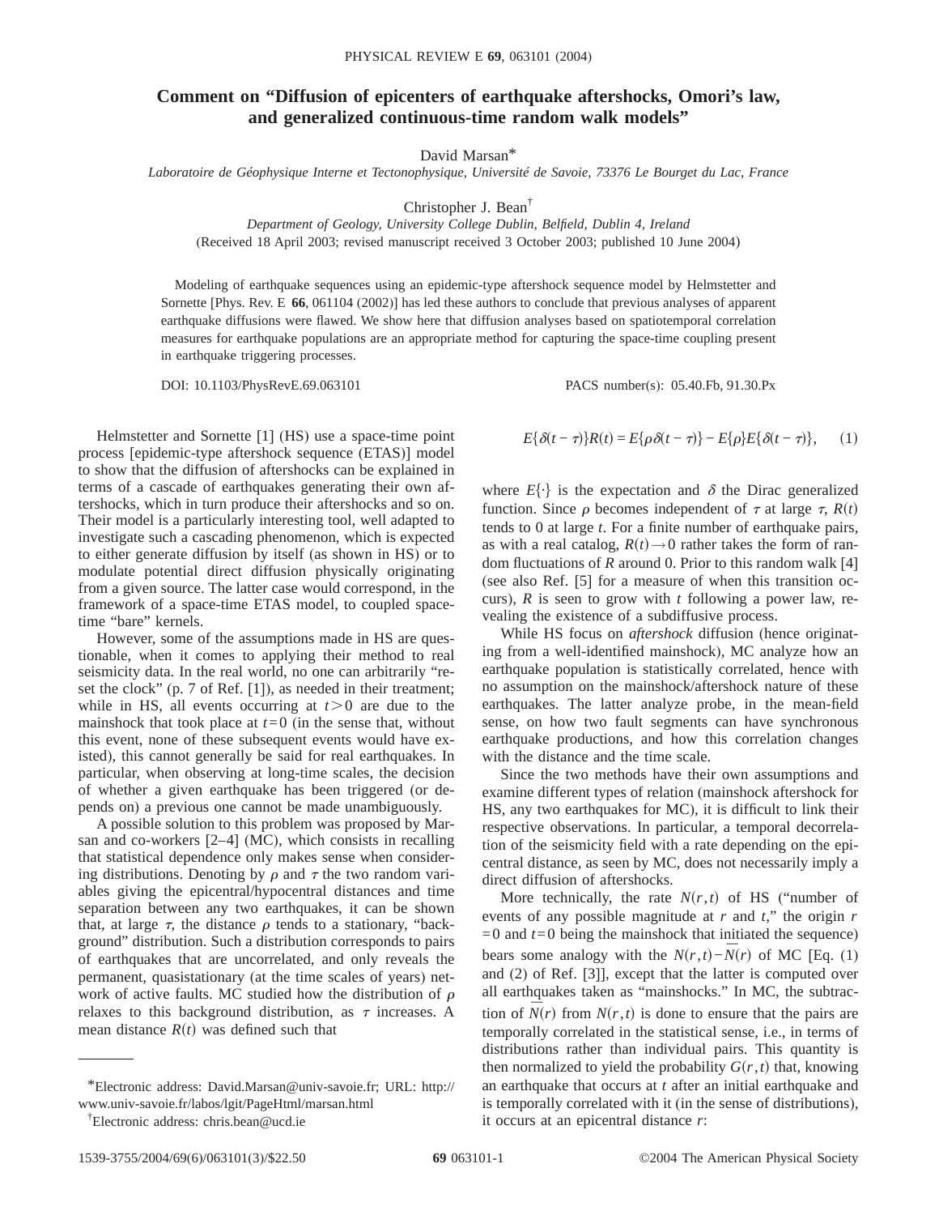# Comment on "Diffusion of epicenters of earthquake aftershocks, Omori's law, and generalized continuous-time random walk models"

David Marsan*

*Laboratoire de Géophysique Interne et Tectonophysique, Université de Savoie, 73376 Le Bourget du Lac, France*

Christopher J. Bean†

*Department of Geology, University College Dublin, Belfield, Dublin 4, Ireland*

(Received 18 April 2003; revised manuscript received 3 October 2003; published 10 June 2004)

Modeling of earthquake sequences using an epidemic-type aftershock sequence model by Helmstetter and Sornette [Phys. Rev. E **66**, 061104 (2002)] has led these authors to conclude that previous analyses of apparent earthquake diffusions were flawed. We show here that diffusion analyses based on spatiotemporal correlation measures for earthquake populations are an appropriate method for capturing the space-time coupling present in earthquake triggering processes.

DOI: 10.1103/PhysRevE.69.063101 PACS number(s): 05.40.Fb, 91.30.Px

Helmstetter and Sornette [1] (HS) use a space-time point process [epidemic-type aftershock sequence (ETAS)] model to show that the diffusion of aftershocks can be explained in terms of a cascade of earthquakes generating their own aftershocks, which in turn produce their aftershocks and so on. Their model is a particularly interesting tool, well adapted to investigate such a cascading phenomenon, which is expected to either generate diffusion by itself (as shown in HS) or to modulate potential direct diffusion physically originating from a given source. The latter case would correspond, in the framework of a space-time ETAS model, to coupled space-time "bare" kernels.

However, some of the assumptions made in HS are questionable, when it comes to applying their method to real seismicity data. In the real world, no one can arbitrarily "reset the clock" (p. 7 of Ref. [1]), as needed in their treatment; while in HS, all events occurring at $t>0$ are due to the mainshock that took place at $t=0$ (in the sense that, without this event, none of these subsequent events would have existed), this cannot generally be said for real earthquakes. In particular, when observing at long-time scales, the decision of whether a given earthquake has been triggered (or depends on) a previous one cannot be made unambiguously.

A possible solution to this problem was proposed by Marsan and co-workers [2–4] (MC), which consists in recalling that statistical dependence only makes sense when considering distributions. Denoting by $\rho$ and $\tau$ the two random variables giving the epicentral/hypocentral distances and time separation between any two earthquakes, it can be shown that, at large $\tau$, the distance $\rho$ tends to a stationary, "background" distribution. Such a distribution corresponds to pairs of earthquakes that are uncorrelated, and only reveals the permanent, quasistationary (at the time scales of years) network of active faults. MC studied how the distribution of $\rho$ relaxes to this background distribution, as $\tau$ increases. A mean distance $R(t)$ was defined such that

$$E\{\delta(t-\tau)\}R(t) = E\{\rho\delta(t-\tau)\} - E\{\rho\}E\{\delta(t-\tau)\}, \qquad (1)$$

where $E\{\cdot\}$ is the expectation and $\delta$ the Dirac generalized function. Since $\rho$ becomes independent of $\tau$ at large $\tau$, $R(t)$ tends to 0 at large $t$. For a finite number of earthquake pairs, as with a real catalog, $R(t)\to 0$ rather takes the form of random fluctuations of $R$ around 0. Prior to this random walk [4] (see also Ref. [5] for a measure of when this transition occurs), $R$ is seen to grow with $t$ following a power law, revealing the existence of a subdiffusive process.

While HS focus on *aftershock* diffusion (hence originating from a well-identified mainshock), MC analyze how an earthquake population is statistically correlated, hence with no assumption on the mainshock/aftershock nature of these earthquakes. The latter analyze probe, in the mean-field sense, on how two fault segments can have synchronous earthquake productions, and how this correlation changes with the distance and the time scale.

Since the two methods have their own assumptions and examine different types of relation (mainshock aftershock for HS, any two earthquakes for MC), it is difficult to link their respective observations. In particular, a temporal decorrelation of the seismicity field with a rate depending on the epicentral distance, as seen by MC, does not necessarily imply a direct diffusion of aftershocks.

More technically, the rate $N(r,t)$ of HS ("number of events of any possible magnitude at $r$ and $t$," the origin $r=0$ and $t=0$ being the mainshock that initiated the sequence) bears some analogy with the $N(r,t)-\overline{N}(r)$ of MC [Eq. (1) and (2) of Ref. [3]], except that the latter is computed over all earthquakes taken as "mainshocks." In MC, the subtraction of $\overline{N}(r)$ from $N(r,t)$ is done to ensure that the pairs are temporally correlated in the statistical sense, i.e., in terms of distributions rather than individual pairs. This quantity is then normalized to yield the probability $G(r,t)$ that, knowing an earthquake that occurs at $t$ after an initial earthquake and is temporally correlated with it (in the sense of distributions), it occurs at an epicentral distance $r$:

---

*Electronic address: David.Marsan@univ-savoie.fr; URL: http://www.univ-savoie.fr/labos/lgit/PageHtml/marsan.html

†Electronic address: chris.bean@ucd.ie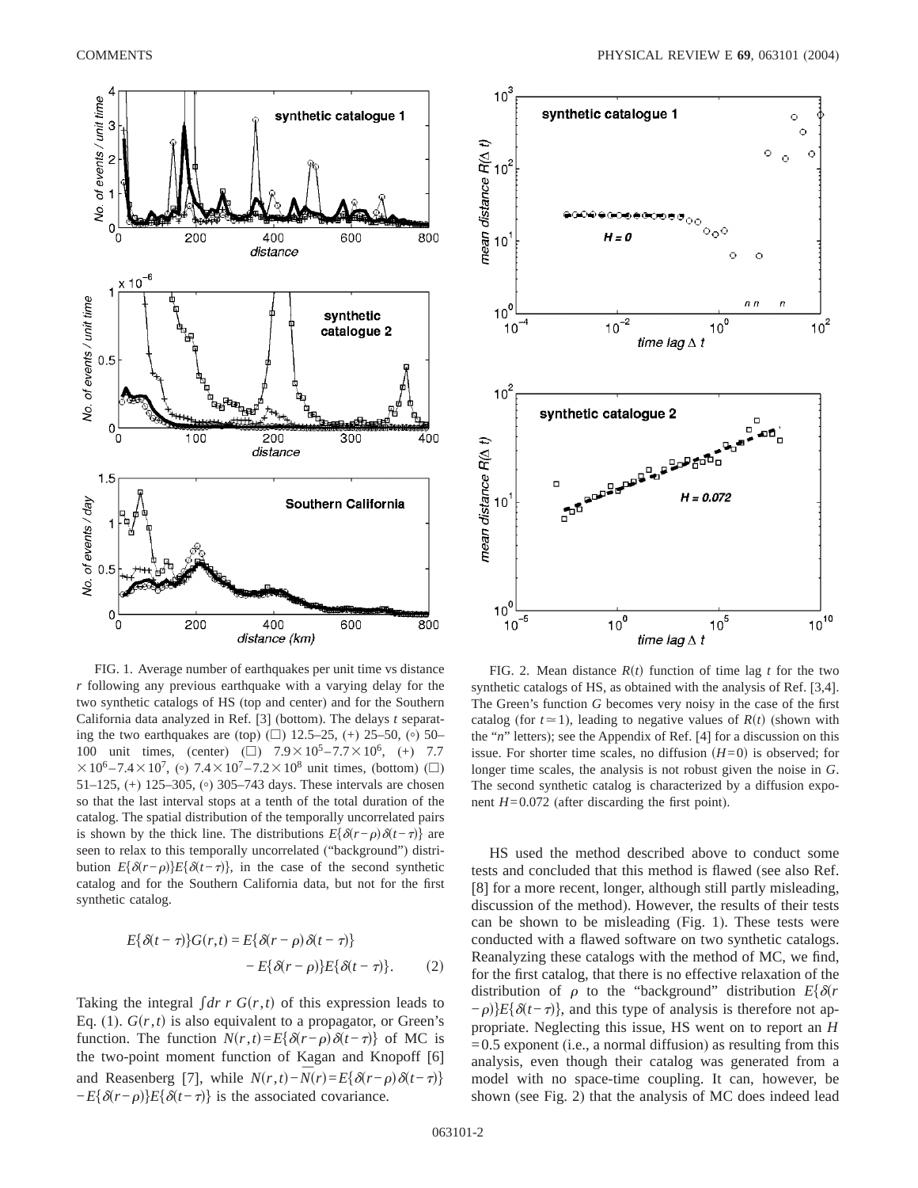FIG. 1. Average number of earthquakes per unit time vs distance $r$ following any previous earthquake with a varying delay for the two synthetic catalogs of HS (top and center) and for the Southern California data analyzed in Ref. [3] (bottom). The delays $t$ separating the two earthquakes are (top) (□) 12.5–25, (+) 25–50, (∘) 50–100 unit times, (center) (□) $7.9\times10^5$–$7.7\times10^6$, (+) $7.7\times10^6$–$7.4\times10^7$, (∘) $7.4\times10^7$–$7.2\times10^8$ unit times, (bottom) (□) 51–125, (+) 125–305, (∘) 305–743 days. These intervals are chosen so that the last interval stops at a tenth of the total duration of the catalog. The spatial distribution of the temporally uncorrelated pairs is shown by the thick line. The distributions $E\{\delta(r-\rho)\delta(t-\tau)\}$ are seen to relax to this temporally uncorrelated ("background") distribution $E\{\delta(r-\rho)\}E\{\delta(t-\tau)\}$, in the case of the second synthetic catalog and for the Southern California data, but not for the first synthetic catalog.

$$E\{\delta(t-\tau)\}G(r,t) = E\{\delta(r-\rho)\delta(t-\tau)\} - E\{\delta(r-\rho)\}E\{\delta(t-\tau)\}. \qquad (2)$$

Taking the integral $\int dr\, r\, G(r,t)$ of this expression leads to Eq. (1). $G(r,t)$ is also equivalent to a propagator, or Green's function. The function $N(r,t)=E\{\delta(r-\rho)\delta(t-\tau)\}$ of MC is the two-point moment function of Kagan and Knopoff [6] and Reasenberg [7], while $N(r,t)-\overline{N}(r)=E\{\delta(r-\rho)\delta(t-\tau)\} -E\{\delta(r-\rho)\}E\{\delta(t-\tau)\}$ is the associated covariance.

FIG. 2. Mean distance $R(t)$ function of time lag $t$ for the two synthetic catalogs of HS, as obtained with the analysis of Ref. [3,4]. The Green's function $G$ becomes very noisy in the case of the first catalog (for $t\simeq1$), leading to negative values of $R(t)$ (shown with the "$n$" letters); see the Appendix of Ref. [4] for a discussion on this issue. For shorter time scales, no diffusion ($H=0$) is observed; for longer time scales, the analysis is not robust given the noise in $G$. The second synthetic catalog is characterized by a diffusion exponent $H=0.072$ (after discarding the first point).

HS used the method described above to conduct some tests and concluded that this method is flawed (see also Ref. [8] for a more recent, longer, although still partly misleading, discussion of the method). However, the results of their tests can be shown to be misleading (Fig. 1). These tests were conducted with a flawed software on two synthetic catalogs. Reanalyzing these catalogs with the method of MC, we find, for the first catalog, that there is no effective relaxation of the distribution of $\rho$ to the "background" distribution $E\{\delta(r-\rho)\}E\{\delta(t-\tau)\}$, and this type of analysis is therefore not appropriate. Neglecting this issue, HS went on to report an $H=0.5$ exponent (i.e., a normal diffusion) as resulting from this analysis, even though their catalog was generated from a model with no space-time coupling. It can, however, be shown (see Fig. 2) that the analysis of MC does indeed lead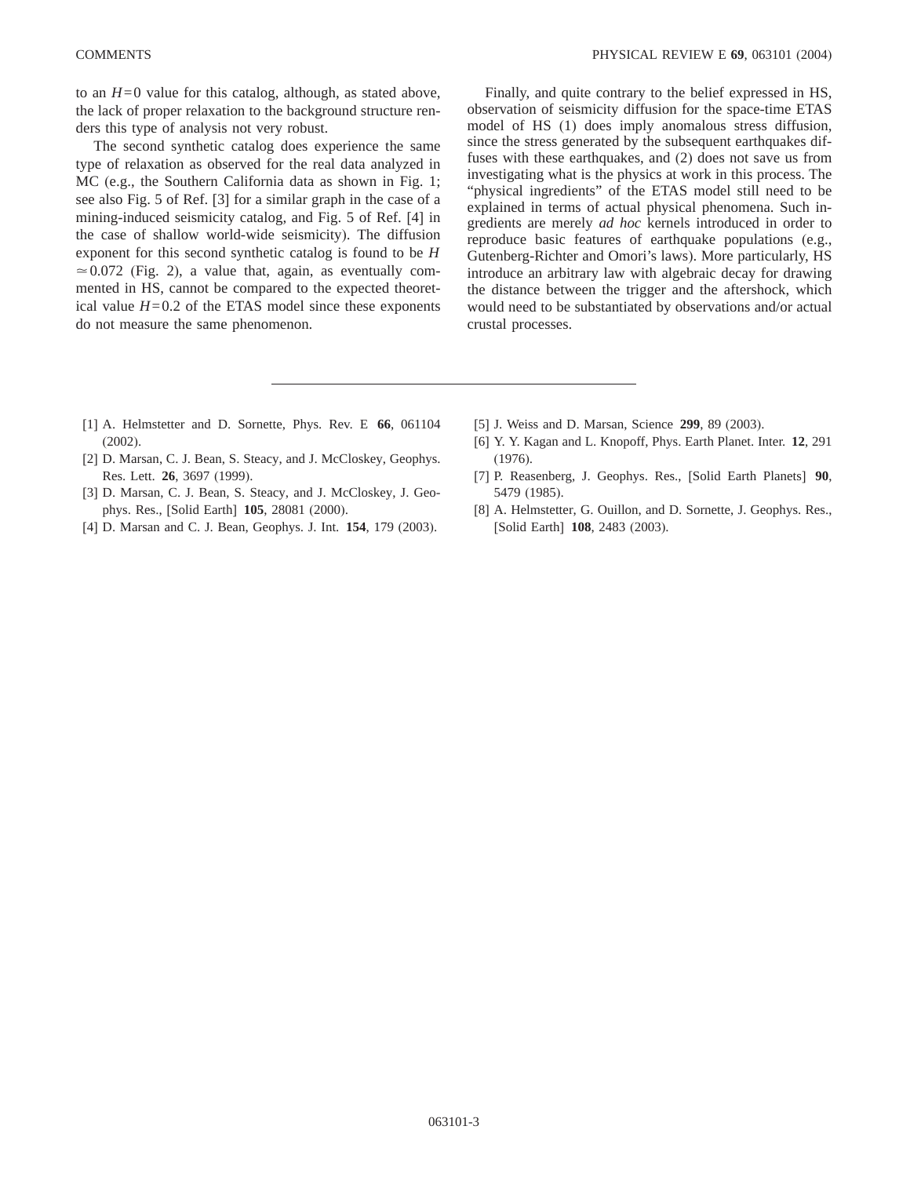to an $H=0$ value for this catalog, although, as stated above, the lack of proper relaxation to the background structure renders this type of analysis not very robust.

The second synthetic catalog does experience the same type of relaxation as observed for the real data analyzed in MC (e.g., the Southern California data as shown in Fig. 1; see also Fig. 5 of Ref. [3] for a similar graph in the case of a mining-induced seismicity catalog, and Fig. 5 of Ref. [4] in the case of shallow world-wide seismicity). The diffusion exponent for this second synthetic catalog is found to be $H \simeq 0.072$ (Fig. 2), a value that, again, as eventually commented in HS, cannot be compared to the expected theoretical value $H=0.2$ of the ETAS model since these exponents do not measure the same phenomenon.

Finally, and quite contrary to the belief expressed in HS, observation of seismicity diffusion for the space-time ETAS model of HS (1) does imply anomalous stress diffusion, since the stress generated by the subsequent earthquakes diffuses with these earthquakes, and (2) does not save us from investigating what is the physics at work in this process. The "physical ingredients" of the ETAS model still need to be explained in terms of actual physical phenomena. Such ingredients are merely *ad hoc* kernels introduced in order to reproduce basic features of earthquake populations (e.g., Gutenberg-Richter and Omori's laws). More particularly, HS introduce an arbitrary law with algebraic decay for drawing the distance between the trigger and the aftershock, which would need to be substantiated by observations and/or actual crustal processes.

---

[1] A. Helmstetter and D. Sornette, Phys. Rev. E **66**, 061104 (2002).

[2] D. Marsan, C. J. Bean, S. Steacy, and J. McCloskey, Geophys. Res. Lett. **26**, 3697 (1999).

[3] D. Marsan, C. J. Bean, S. Steacy, and J. McCloskey, J. Geophys. Res., [Solid Earth] **105**, 28081 (2000).

[4] D. Marsan and C. J. Bean, Geophys. J. Int. **154**, 179 (2003).

[5] J. Weiss and D. Marsan, Science **299**, 89 (2003).

[6] Y. Y. Kagan and L. Knopoff, Phys. Earth Planet. Inter. **12**, 291 (1976).

[7] P. Reasenberg, J. Geophys. Res., [Solid Earth Planets] **90**, 5479 (1985).

[8] A. Helmstetter, G. Ouillon, and D. Sornette, J. Geophys. Res., [Solid Earth] **108**, 2483 (2003).